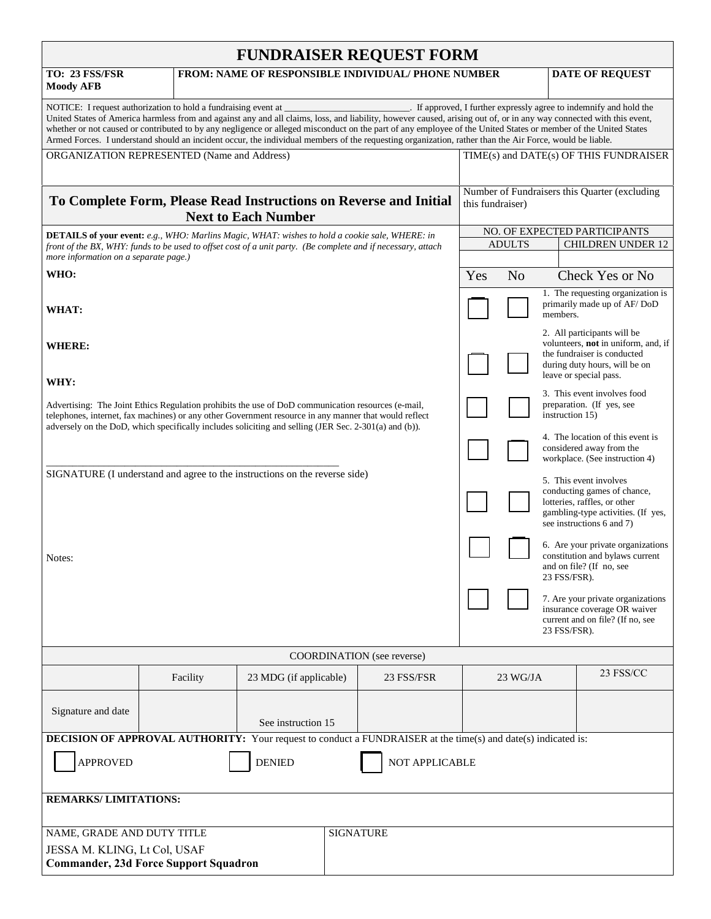# FUNDRAISER REQUEST FORM

| **TO: 23 FSS/FSR Moody AFB** | **FROM: NAME OF RESPONSIBLE INDIVIDUAL/ PHONE NUMBER** | **DATE OF REQUEST** |
|---|---|---|
| | | |

NOTICE: I request authorization to hold a fundraising event at ___________________________. If approved, I further expressly agree to indemnify and hold the United States of America harmless from and against any and all claims, loss, and liability, however caused, arising out of, or in any way connected with this event, whether or not caused or contributed to by any negligence or alleged misconduct on the part of any employee of the United States or member of the United States Armed Forces. I understand should an incident occur, the individual members of the requesting organization, rather than the Air Force, would be liable.

| ORGANIZATION REPRESENTED (Name and Address) | TIME(s) and DATE(s) OF THIS FUNDRAISER |
|---|---|
| | |

**To Complete Form, Please Read Instructions on Reverse and Initial Next to Each Number**

Number of Fundraisers this Quarter (excluding this fundraiser)

**DETAILS of your event:** *e.g., WHO: Marlins Magic, WHAT: wishes to hold a cookie sale, WHERE: in front of the BX, WHY: funds to be used to offset cost of a unit party. (Be complete and if necessary, attach more information on a separate page.)*

| NO. OF EXPECTED PARTICIPANTS | |
|---|---|
| ADULTS | CHILDREN UNDER 12 |
| | |

**WHO:**

**WHAT:**

**WHERE:**

**WHY:**

Advertising: The Joint Ethics Regulation prohibits the use of DoD communication resources (e-mail, telephones, internet, fax machines) or any other Government resource in any manner that would reflect adversely on the DoD, which specifically includes soliciting and selling (JER Sec. 2-301(a) and (b)).

_______________________________________________________

SIGNATURE (I understand and agree to the instructions on the reverse side)

Notes:

| Yes | No | Check Yes or No |
|---|---|---|
| ☐ | ☐ | 1. The requesting organization is primarily made up of AF/ DoD members. |
| ☐ | ☐ | 2. All participants will be volunteers, **not** in uniform, and, if the fundraiser is conducted during duty hours, will be on leave or special pass. |
| ☐ | ☐ | 3. This event involves food preparation. (If yes, see instruction 15) |
| ☐ | ☐ | 4. The location of this event is considered away from the workplace. (See instruction 4) |
| ☐ | ☐ | 5. This event involves conducting games of chance, lotteries, raffles, or other gambling-type activities. (If yes, see instructions 6 and 7) |
| ☐ | ☐ | 6. Are your private organizations constitution and bylaws current and on file? (If no, see 23 FSS/FSR). |
| ☐ | ☐ | 7. Are your private organizations insurance coverage OR waiver current and on file? (If no, see 23 FSS/FSR). |

COORDINATION (see reverse)

| | Facility | 23 MDG (if applicable) | 23 FSS/FSR | 23 WG/JA | 23 FSS/CC |
|---|---|---|---|---|---|
| Signature and date | | See instruction 15 | | | |

**DECISION OF APPROVAL AUTHORITY:** Your request to conduct a FUNDRAISER at the time(s) and date(s) indicated is:

☐ APPROVED ☐ DENIED ☐ NOT APPLICABLE

**REMARKS/ LIMITATIONS:**

| NAME, GRADE AND DUTY TITLE | SIGNATURE |
|---|---|
| JESSA M. KLING, Lt Col, USAF **Commander, 23d Force Support Squadron** | |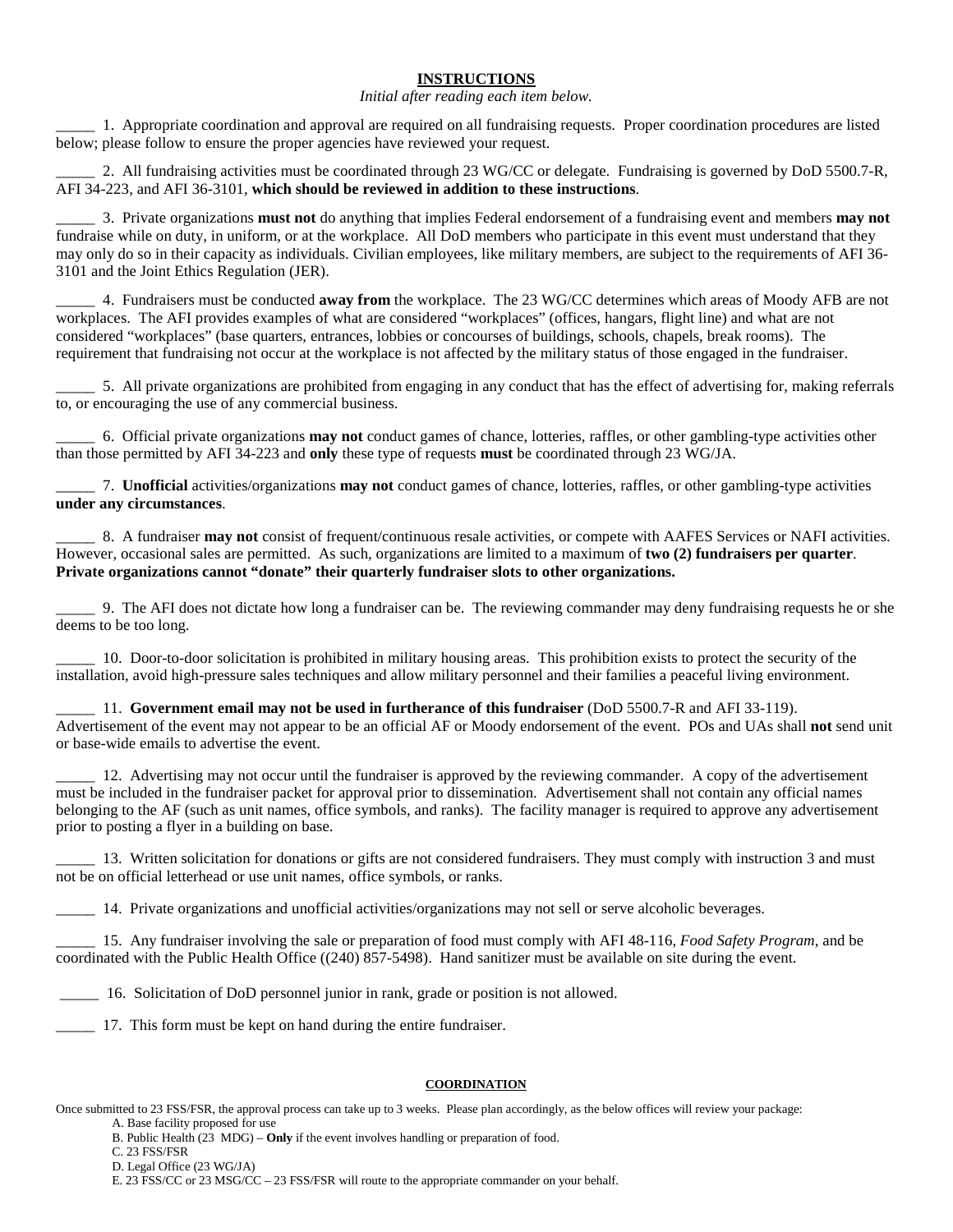## INSTRUCTIONS

*Initial after reading each item below.*

_____ 1. Appropriate coordination and approval are required on all fundraising requests. Proper coordination procedures are listed below; please follow to ensure the proper agencies have reviewed your request.

_____ 2. All fundraising activities must be coordinated through 23 WG/CC or delegate. Fundraising is governed by DoD 5500.7-R, AFI 34-223, and AFI 36-3101, **which should be reviewed in addition to these instructions**.

_____ 3. Private organizations **must not** do anything that implies Federal endorsement of a fundraising event and members **may not** fundraise while on duty, in uniform, or at the workplace. All DoD members who participate in this event must understand that they may only do so in their capacity as individuals. Civilian employees, like military members, are subject to the requirements of AFI 36-3101 and the Joint Ethics Regulation (JER).

_____ 4. Fundraisers must be conducted **away from** the workplace. The 23 WG/CC determines which areas of Moody AFB are not workplaces. The AFI provides examples of what are considered "workplaces" (offices, hangars, flight line) and what are not considered "workplaces" (base quarters, entrances, lobbies or concourses of buildings, schools, chapels, break rooms). The requirement that fundraising not occur at the workplace is not affected by the military status of those engaged in the fundraiser.

_____ 5. All private organizations are prohibited from engaging in any conduct that has the effect of advertising for, making referrals to, or encouraging the use of any commercial business.

_____ 6. Official private organizations **may not** conduct games of chance, lotteries, raffles, or other gambling-type activities other than those permitted by AFI 34-223 and **only** these type of requests **must** be coordinated through 23 WG/JA.

_____ 7. **Unofficial** activities/organizations **may not** conduct games of chance, lotteries, raffles, or other gambling-type activities **under any circumstances**.

_____ 8. A fundraiser **may not** consist of frequent/continuous resale activities, or compete with AAFES Services or NAFI activities. However, occasional sales are permitted. As such, organizations are limited to a maximum of **two (2) fundraisers per quarter**. **Private organizations cannot "donate" their quarterly fundraiser slots to other organizations.**

_____ 9. The AFI does not dictate how long a fundraiser can be. The reviewing commander may deny fundraising requests he or she deems to be too long.

_____ 10. Door-to-door solicitation is prohibited in military housing areas. This prohibition exists to protect the security of the installation, avoid high-pressure sales techniques and allow military personnel and their families a peaceful living environment.

_____ 11. **Government email may not be used in furtherance of this fundraiser** (DoD 5500.7-R and AFI 33-119). Advertisement of the event may not appear to be an official AF or Moody endorsement of the event. POs and UAs shall **not** send unit or base-wide emails to advertise the event.

_____ 12. Advertising may not occur until the fundraiser is approved by the reviewing commander. A copy of the advertisement must be included in the fundraiser packet for approval prior to dissemination. Advertisement shall not contain any official names belonging to the AF (such as unit names, office symbols, and ranks). The facility manager is required to approve any advertisement prior to posting a flyer in a building on base.

_____ 13. Written solicitation for donations or gifts are not considered fundraisers. They must comply with instruction 3 and must not be on official letterhead or use unit names, office symbols, or ranks.

_____ 14. Private organizations and unofficial activities/organizations may not sell or serve alcoholic beverages.

_____ 15. Any fundraiser involving the sale or preparation of food must comply with AFI 48-116, *Food Safety Program*, and be coordinated with the Public Health Office ((240) 857-5498). Hand sanitizer must be available on site during the event.

_____ 16. Solicitation of DoD personnel junior in rank, grade or position is not allowed.

_____ 17. This form must be kept on hand during the entire fundraiser.

## COORDINATION

Once submitted to 23 FSS/FSR, the approval process can take up to 3 weeks. Please plan accordingly, as the below offices will review your package:

A. Base facility proposed for use
B. Public Health (23 MDG) – **Only** if the event involves handling or preparation of food.
C. 23 FSS/FSR
D. Legal Office (23 WG/JA)
E. 23 FSS/CC or 23 MSG/CC – 23 FSS/FSR will route to the appropriate commander on your behalf.